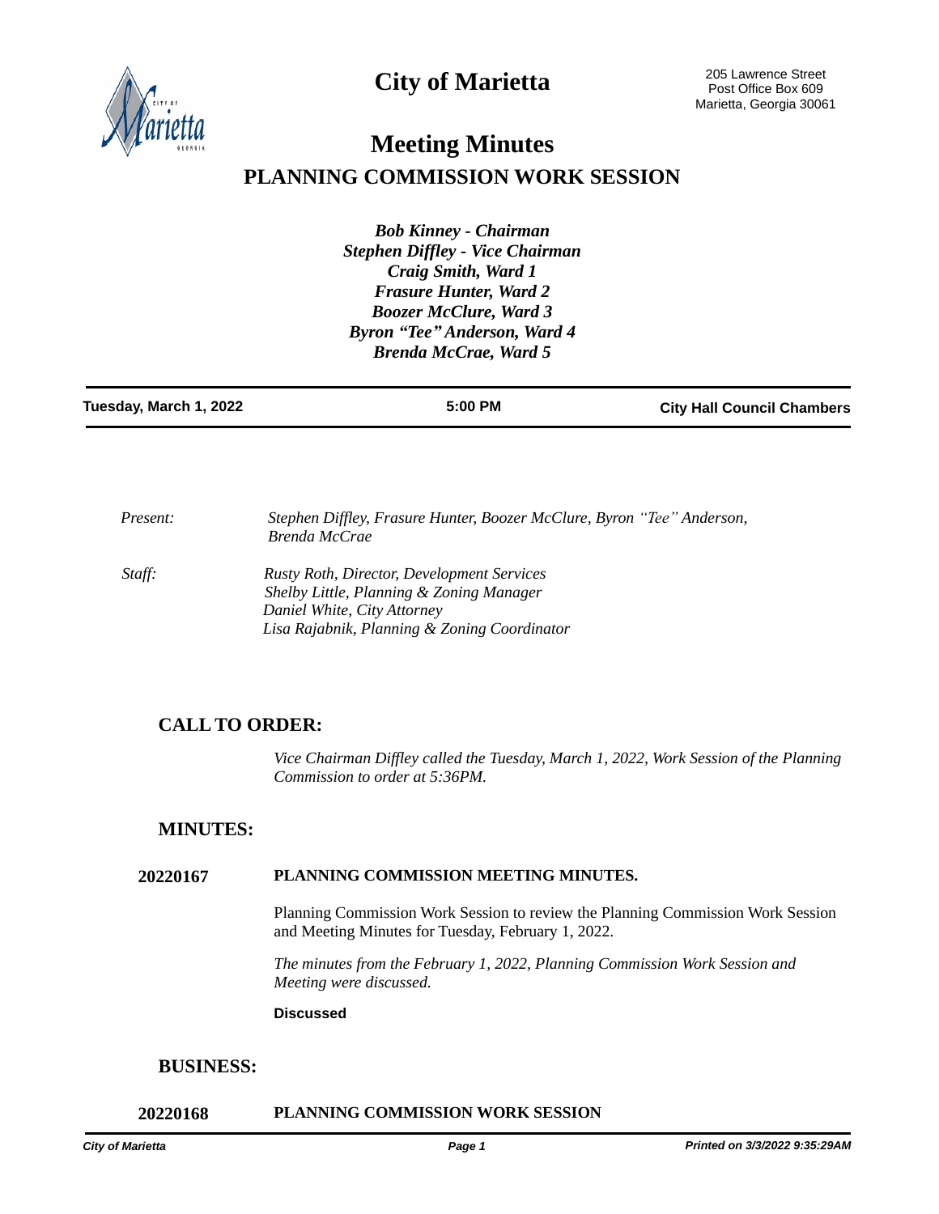# City of Marietta

205 Lawrence Street
Post Office Box 609
Marietta, Georgia 30061

# Meeting Minutes

## PLANNING COMMISSION WORK SESSION

***Bob Kinney - Chairman***
***Stephen Diffley - Vice Chairman***
***Craig Smith, Ward 1***
***Frasure Hunter, Ward 2***
***Boozer McClure, Ward 3***
***Byron "Tee" Anderson, Ward 4***
***Brenda McCrae, Ward 5***

**Tuesday, March 1, 2022** | **5:00 PM** | **City Hall Council Chambers**

*Present:* *Stephen Diffley, Frasure Hunter, Boozer McClure, Byron "Tee" Anderson, Brenda McCrae*

*Staff:* *Rusty Roth, Director, Development Services*
*Shelby Little, Planning & Zoning Manager*
*Daniel White, City Attorney*
*Lisa Rajabnik, Planning & Zoning Coordinator*

## CALL TO ORDER:

*Vice Chairman Diffley called the Tuesday, March 1, 2022, Work Session of the Planning Commission to order at 5:36PM.*

## MINUTES:

**20220167 PLANNING COMMISSION MEETING MINUTES.**

Planning Commission Work Session to review the Planning Commission Work Session and Meeting Minutes for Tuesday, February 1, 2022.

*The minutes from the February 1, 2022, Planning Commission Work Session and Meeting were discussed.*

**Discussed**

## BUSINESS:

**20220168 PLANNING COMMISSION WORK SESSION**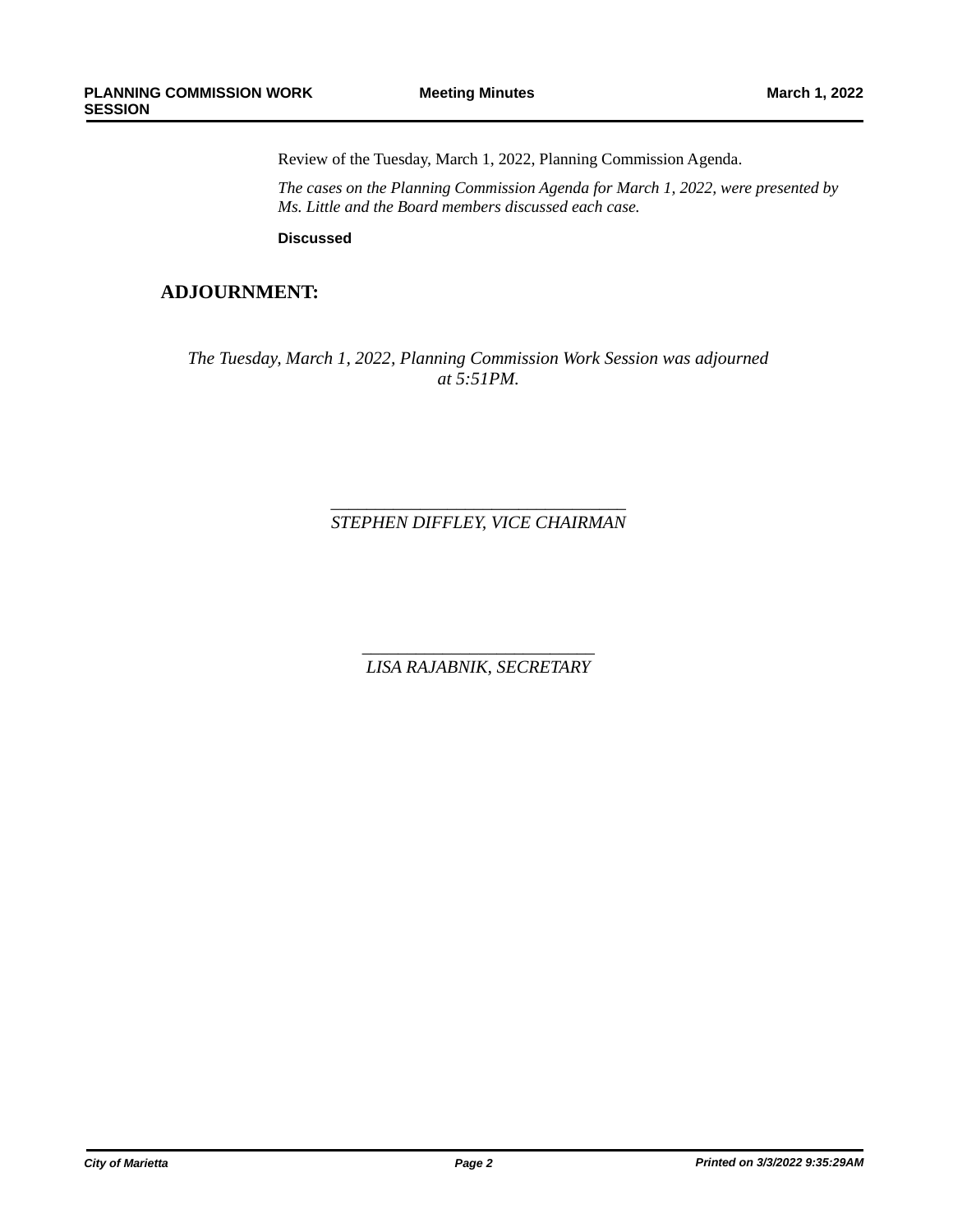Review of the Tuesday, March 1, 2022, Planning Commission Agenda.

*The cases on the Planning Commission Agenda for March 1, 2022, were presented by Ms. Little and the Board members discussed each case.*

**Discussed**

## ADJOURNMENT:

*The Tuesday, March 1, 2022, Planning Commission Work Session was adjourned at 5:51PM.*

_________________________________
*STEPHEN DIFFLEY, VICE CHAIRMAN*

__________________________
*LISA RAJABNIK, SECRETARY*